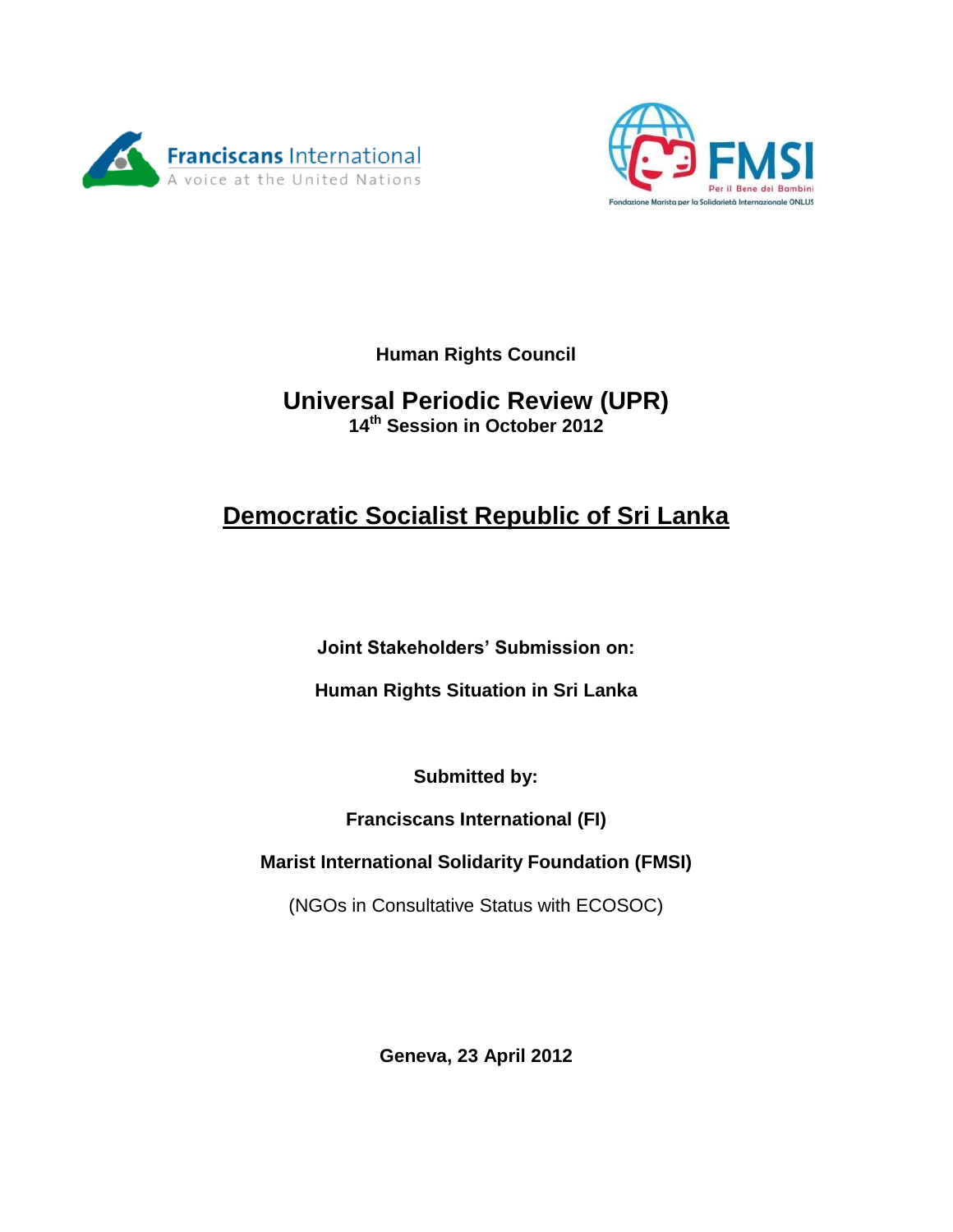Franciscans International
A voice at the United Nations

FMSI
Per il Bene dei Bambini
Fondazione Marista per la Solidarietà Internazionale ONLUS

**Human Rights Council**

# Universal Periodic Review (UPR)

**14th Session in October 2012**

## Democratic Socialist Republic of Sri Lanka

**Joint Stakeholders' Submission on:**

**Human Rights Situation in Sri Lanka**

**Submitted by:**

**Franciscans International (FI)**

**Marist International Solidarity Foundation (FMSI)**

(NGOs in Consultative Status with ECOSOC)

**Geneva, 23 April 2012**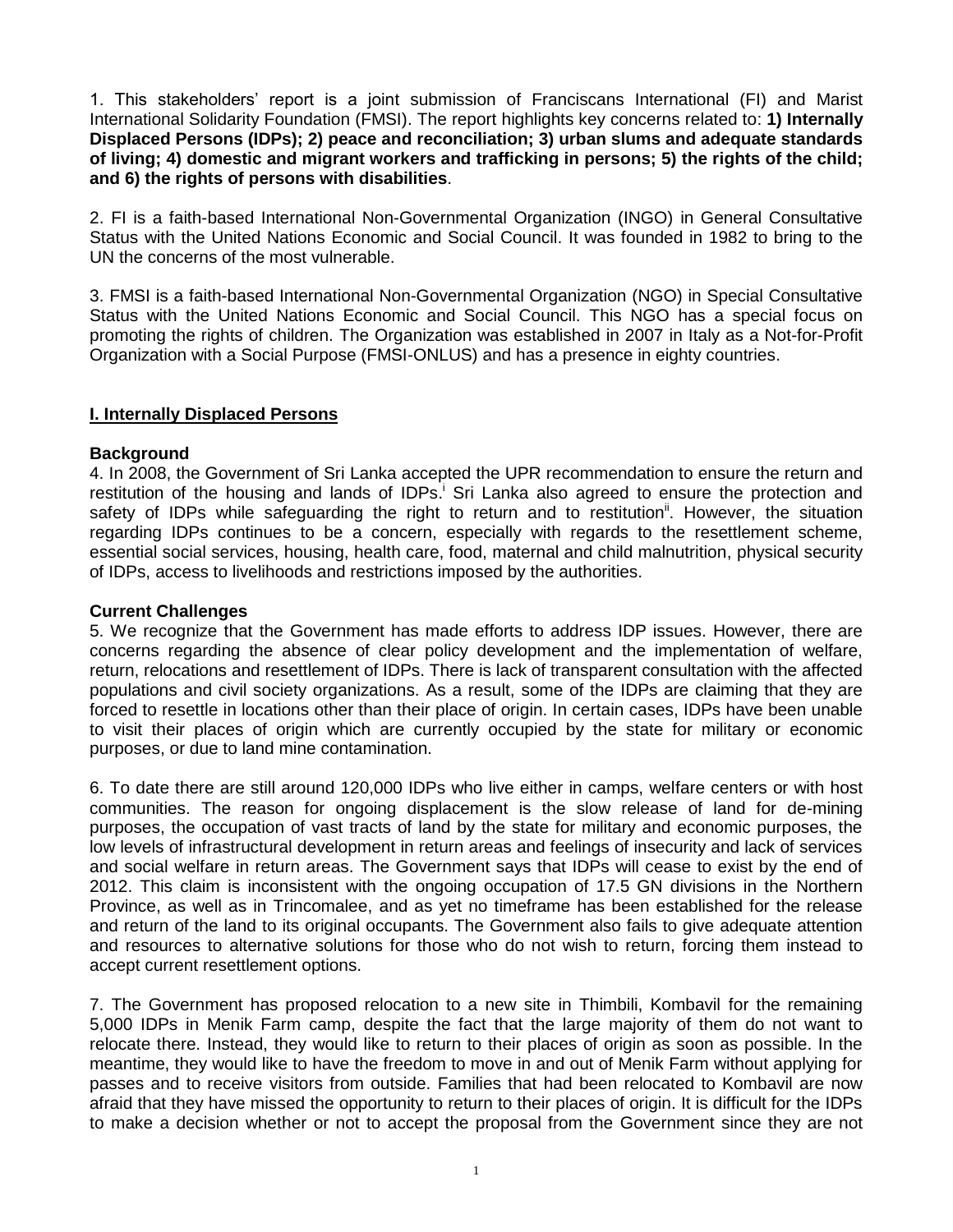1. This stakeholders' report is a joint submission of Franciscans International (FI) and Marist International Solidarity Foundation (FMSI). The report highlights key concerns related to: **1) Internally Displaced Persons (IDPs); 2) peace and reconciliation; 3) urban slums and adequate standards of living; 4) domestic and migrant workers and trafficking in persons; 5) the rights of the child; and 6) the rights of persons with disabilities**.

2. FI is a faith-based International Non-Governmental Organization (INGO) in General Consultative Status with the United Nations Economic and Social Council. It was founded in 1982 to bring to the UN the concerns of the most vulnerable.

3. FMSI is a faith-based International Non-Governmental Organization (NGO) in Special Consultative Status with the United Nations Economic and Social Council. This NGO has a special focus on promoting the rights of children. The Organization was established in 2007 in Italy as a Not-for-Profit Organization with a Social Purpose (FMSI-ONLUS) and has a presence in eighty countries.

## I. Internally Displaced Persons

### Background

4. In 2008, the Government of Sri Lanka accepted the UPR recommendation to ensure the return and restitution of the housing and lands of IDPs.[i] Sri Lanka also agreed to ensure the protection and safety of IDPs while safeguarding the right to return and to restitution[ii]. However, the situation regarding IDPs continues to be a concern, especially with regards to the resettlement scheme, essential social services, housing, health care, food, maternal and child malnutrition, physical security of IDPs, access to livelihoods and restrictions imposed by the authorities.

### Current Challenges

5. We recognize that the Government has made efforts to address IDP issues. However, there are concerns regarding the absence of clear policy development and the implementation of welfare, return, relocations and resettlement of IDPs. There is lack of transparent consultation with the affected populations and civil society organizations. As a result, some of the IDPs are claiming that they are forced to resettle in locations other than their place of origin. In certain cases, IDPs have been unable to visit their places of origin which are currently occupied by the state for military or economic purposes, or due to land mine contamination.

6. To date there are still around 120,000 IDPs who live either in camps, welfare centers or with host communities. The reason for ongoing displacement is the slow release of land for de-mining purposes, the occupation of vast tracts of land by the state for military and economic purposes, the low levels of infrastructural development in return areas and feelings of insecurity and lack of services and social welfare in return areas. The Government says that IDPs will cease to exist by the end of 2012. This claim is inconsistent with the ongoing occupation of 17.5 GN divisions in the Northern Province, as well as in Trincomalee, and as yet no timeframe has been established for the release and return of the land to its original occupants. The Government also fails to give adequate attention and resources to alternative solutions for those who do not wish to return, forcing them instead to accept current resettlement options.

7. The Government has proposed relocation to a new site in Thimbili, Kombavil for the remaining 5,000 IDPs in Menik Farm camp, despite the fact that the large majority of them do not want to relocate there. Instead, they would like to return to their places of origin as soon as possible. In the meantime, they would like to have the freedom to move in and out of Menik Farm without applying for passes and to receive visitors from outside. Families that had been relocated to Kombavil are now afraid that they have missed the opportunity to return to their places of origin. It is difficult for the IDPs to make a decision whether or not to accept the proposal from the Government since they are not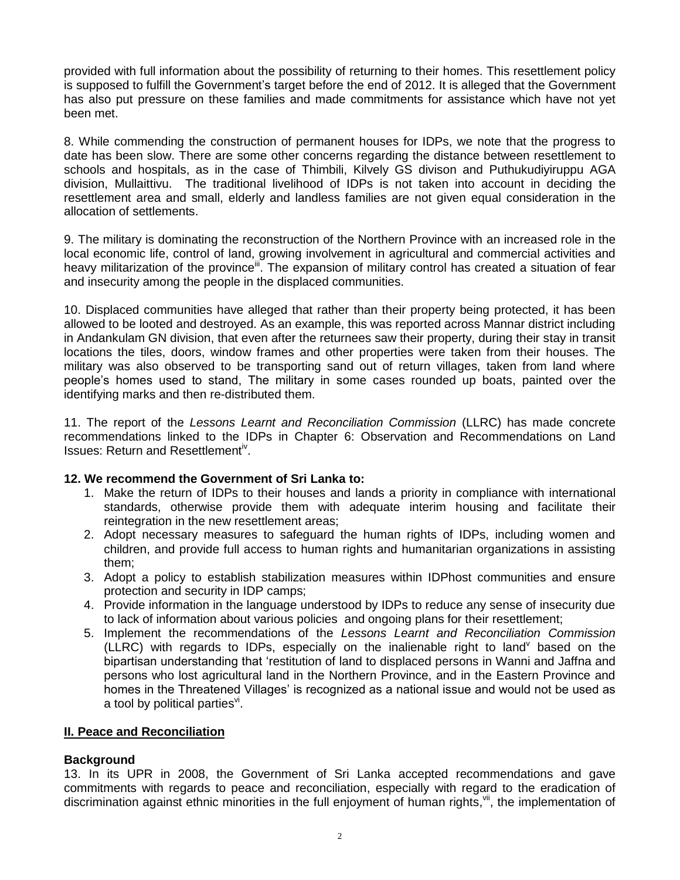provided with full information about the possibility of returning to their homes. This resettlement policy is supposed to fulfill the Government's target before the end of 2012. It is alleged that the Government has also put pressure on these families and made commitments for assistance which have not yet been met.

8. While commending the construction of permanent houses for IDPs, we note that the progress to date has been slow. There are some other concerns regarding the distance between resettlement to schools and hospitals, as in the case of Thimbili, Kilvely GS divison and Puthukudiyiruppu AGA division, Mullaittivu. The traditional livelihood of IDPs is not taken into account in deciding the resettlement area and small, elderly and landless families are not given equal consideration in the allocation of settlements.

9. The military is dominating the reconstruction of the Northern Province with an increased role in the local economic life, control of land, growing involvement in agricultural and commercial activities and heavy militarization of the province[iii]. The expansion of military control has created a situation of fear and insecurity among the people in the displaced communities.

10. Displaced communities have alleged that rather than their property being protected, it has been allowed to be looted and destroyed. As an example, this was reported across Mannar district including in Andankulam GN division, that even after the returnees saw their property, during their stay in transit locations the tiles, doors, window frames and other properties were taken from their houses. The military was also observed to be transporting sand out of return villages, taken from land where people's homes used to stand, The military in some cases rounded up boats, painted over the identifying marks and then re-distributed them.

11. The report of the *Lessons Learnt and Reconciliation Commission* (LLRC) has made concrete recommendations linked to the IDPs in Chapter 6: Observation and Recommendations on Land Issues: Return and Resettlement[iv].

**12. We recommend the Government of Sri Lanka to:**

1. Make the return of IDPs to their houses and lands a priority in compliance with international standards, otherwise provide them with adequate interim housing and facilitate their reintegration in the new resettlement areas;
2. Adopt necessary measures to safeguard the human rights of IDPs, including women and children, and provide full access to human rights and humanitarian organizations in assisting them;
3. Adopt a policy to establish stabilization measures within IDPhost communities and ensure protection and security in IDP camps;
4. Provide information in the language understood by IDPs to reduce any sense of insecurity due to lack of information about various policies and ongoing plans for their resettlement;
5. Implement the recommendations of the *Lessons Learnt and Reconciliation Commission* (LLRC) with regards to IDPs, especially on the inalienable right to land[v] based on the bipartisan understanding that 'restitution of land to displaced persons in Wanni and Jaffna and persons who lost agricultural land in the Northern Province, and in the Eastern Province and homes in the Threatened Villages' is recognized as a national issue and would not be used as a tool by political parties[vi].

## II. Peace and Reconciliation

### Background

13. In its UPR in 2008, the Government of Sri Lanka accepted recommendations and gave commitments with regards to peace and reconciliation, especially with regard to the eradication of discrimination against ethnic minorities in the full enjoyment of human rights,[vii], the implementation of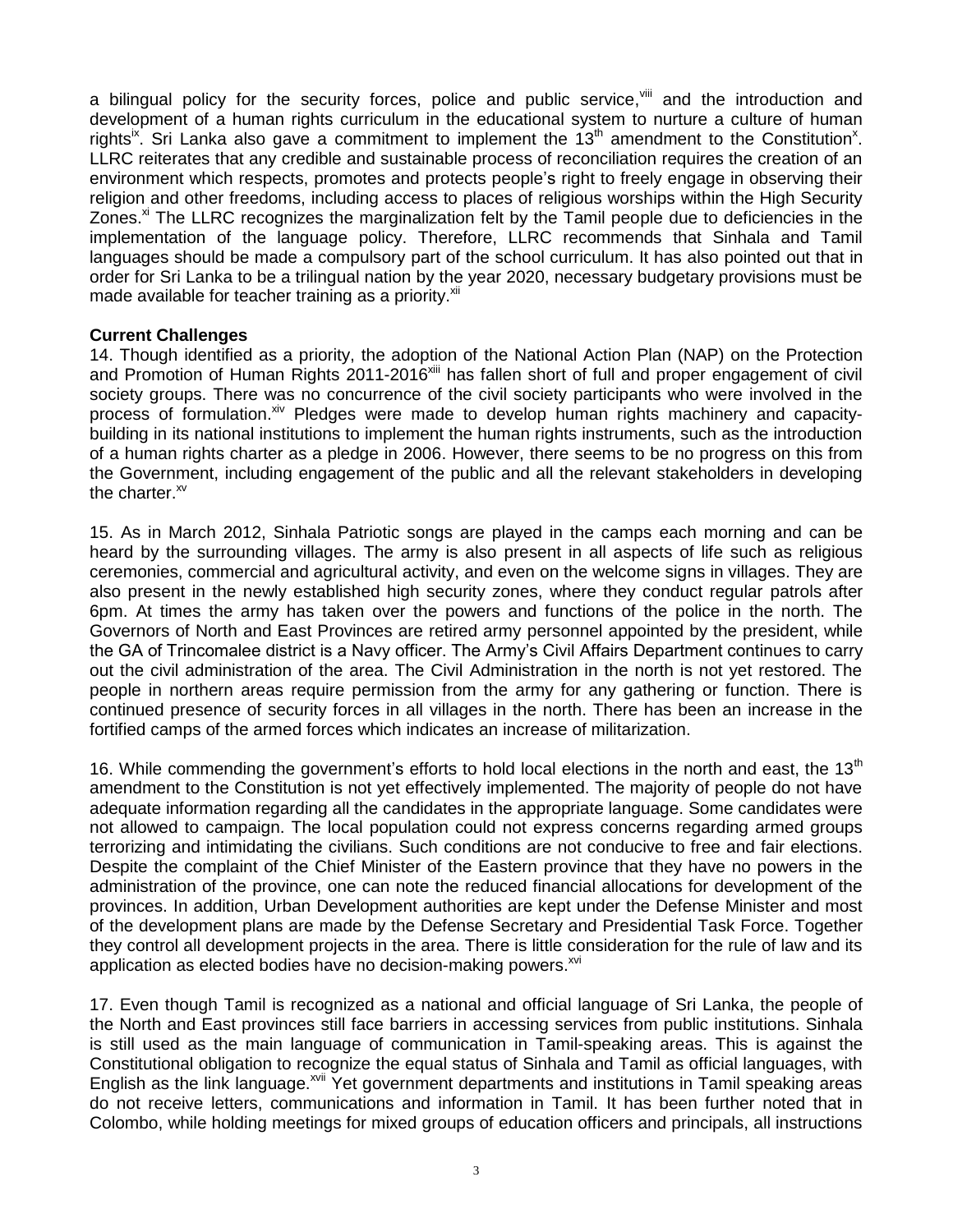a bilingual policy for the security forces, police and public service,[viii] and the introduction and development of a human rights curriculum in the educational system to nurture a culture of human rights[ix]. Sri Lanka also gave a commitment to implement the 13th amendment to the Constitution[x]. LLRC reiterates that any credible and sustainable process of reconciliation requires the creation of an environment which respects, promotes and protects people's right to freely engage in observing their religion and other freedoms, including access to places of religious worships within the High Security Zones.[xi] The LLRC recognizes the marginalization felt by the Tamil people due to deficiencies in the implementation of the language policy. Therefore, LLRC recommends that Sinhala and Tamil languages should be made a compulsory part of the school curriculum. It has also pointed out that in order for Sri Lanka to be a trilingual nation by the year 2020, necessary budgetary provisions must be made available for teacher training as a priority.[xii]

**Current Challenges**

14. Though identified as a priority, the adoption of the National Action Plan (NAP) on the Protection and Promotion of Human Rights 2011-2016[xiii] has fallen short of full and proper engagement of civil society groups. There was no concurrence of the civil society participants who were involved in the process of formulation.[xiv] Pledges were made to develop human rights machinery and capacity-building in its national institutions to implement the human rights instruments, such as the introduction of a human rights charter as a pledge in 2006. However, there seems to be no progress on this from the Government, including engagement of the public and all the relevant stakeholders in developing the charter.[xv]

15. As in March 2012, Sinhala Patriotic songs are played in the camps each morning and can be heard by the surrounding villages. The army is also present in all aspects of life such as religious ceremonies, commercial and agricultural activity, and even on the welcome signs in villages. They are also present in the newly established high security zones, where they conduct regular patrols after 6pm. At times the army has taken over the powers and functions of the police in the north. The Governors of North and East Provinces are retired army personnel appointed by the president, while the GA of Trincomalee district is a Navy officer. The Army's Civil Affairs Department continues to carry out the civil administration of the area. The Civil Administration in the north is not yet restored. The people in northern areas require permission from the army for any gathering or function. There is continued presence of security forces in all villages in the north. There has been an increase in the fortified camps of the armed forces which indicates an increase of militarization.

16. While commending the government's efforts to hold local elections in the north and east, the 13th amendment to the Constitution is not yet effectively implemented. The majority of people do not have adequate information regarding all the candidates in the appropriate language. Some candidates were not allowed to campaign. The local population could not express concerns regarding armed groups terrorizing and intimidating the civilians. Such conditions are not conducive to free and fair elections. Despite the complaint of the Chief Minister of the Eastern province that they have no powers in the administration of the province, one can note the reduced financial allocations for development of the provinces. In addition, Urban Development authorities are kept under the Defense Minister and most of the development plans are made by the Defense Secretary and Presidential Task Force. Together they control all development projects in the area. There is little consideration for the rule of law and its application as elected bodies have no decision-making powers.[xvi]

17. Even though Tamil is recognized as a national and official language of Sri Lanka, the people of the North and East provinces still face barriers in accessing services from public institutions. Sinhala is still used as the main language of communication in Tamil-speaking areas. This is against the Constitutional obligation to recognize the equal status of Sinhala and Tamil as official languages, with English as the link language.[xvii] Yet government departments and institutions in Tamil speaking areas do not receive letters, communications and information in Tamil. It has been further noted that in Colombo, while holding meetings for mixed groups of education officers and principals, all instructions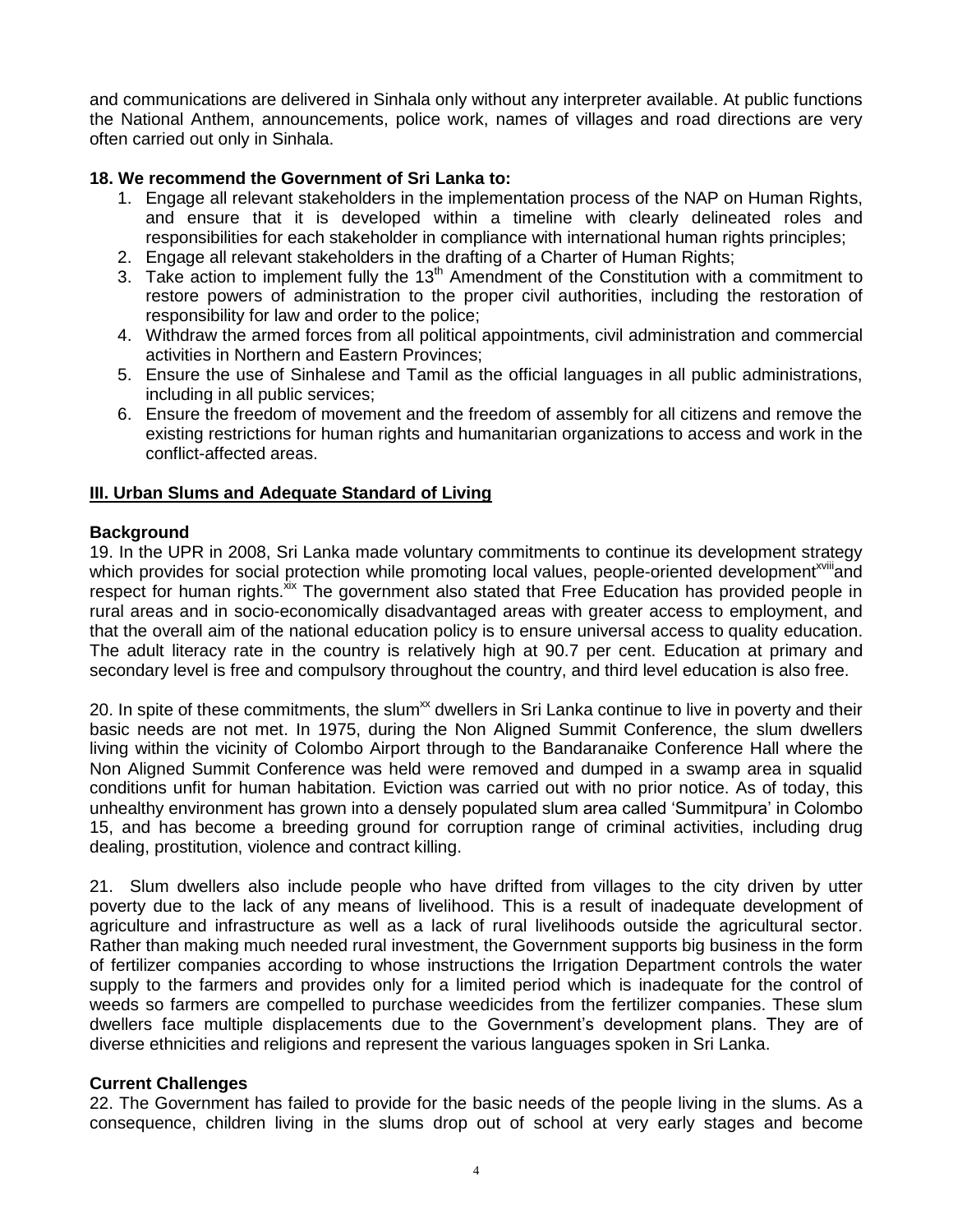and communications are delivered in Sinhala only without any interpreter available. At public functions the National Anthem, announcements, police work, names of villages and road directions are very often carried out only in Sinhala.

**18. We recommend the Government of Sri Lanka to:**

1. Engage all relevant stakeholders in the implementation process of the NAP on Human Rights, and ensure that it is developed within a timeline with clearly delineated roles and responsibilities for each stakeholder in compliance with international human rights principles;
2. Engage all relevant stakeholders in the drafting of a Charter of Human Rights;
3. Take action to implement fully the 13th Amendment of the Constitution with a commitment to restore powers of administration to the proper civil authorities, including the restoration of responsibility for law and order to the police;
4. Withdraw the armed forces from all political appointments, civil administration and commercial activities in Northern and Eastern Provinces;
5. Ensure the use of Sinhalese and Tamil as the official languages in all public administrations, including in all public services;
6. Ensure the freedom of movement and the freedom of assembly for all citizens and remove the existing restrictions for human rights and humanitarian organizations to access and work in the conflict-affected areas.

## III. Urban Slums and Adequate Standard of Living

### Background

19. In the UPR in 2008, Sri Lanka made voluntary commitments to continue its development strategy which provides for social protection while promoting local values, people-oriented development[xviii] and respect for human rights.[xix] The government also stated that Free Education has provided people in rural areas and in socio-economically disadvantaged areas with greater access to employment, and that the overall aim of the national education policy is to ensure universal access to quality education. The adult literacy rate in the country is relatively high at 90.7 per cent. Education at primary and secondary level is free and compulsory throughout the country, and third level education is also free.

20. In spite of these commitments, the slum[xx] dwellers in Sri Lanka continue to live in poverty and their basic needs are not met. In 1975, during the Non Aligned Summit Conference, the slum dwellers living within the vicinity of Colombo Airport through to the Bandaranaike Conference Hall where the Non Aligned Summit Conference was held were removed and dumped in a swamp area in squalid conditions unfit for human habitation. Eviction was carried out with no prior notice. As of today, this unhealthy environment has grown into a densely populated slum area called 'Summitpura' in Colombo 15, and has become a breeding ground for corruption range of criminal activities, including drug dealing, prostitution, violence and contract killing.

21. Slum dwellers also include people who have drifted from villages to the city driven by utter poverty due to the lack of any means of livelihood. This is a result of inadequate development of agriculture and infrastructure as well as a lack of rural livelihoods outside the agricultural sector. Rather than making much needed rural investment, the Government supports big business in the form of fertilizer companies according to whose instructions the Irrigation Department controls the water supply to the farmers and provides only for a limited period which is inadequate for the control of weeds so farmers are compelled to purchase weedicides from the fertilizer companies. These slum dwellers face multiple displacements due to the Government's development plans. They are of diverse ethnicities and religions and represent the various languages spoken in Sri Lanka.

### Current Challenges

22. The Government has failed to provide for the basic needs of the people living in the slums. As a consequence, children living in the slums drop out of school at very early stages and become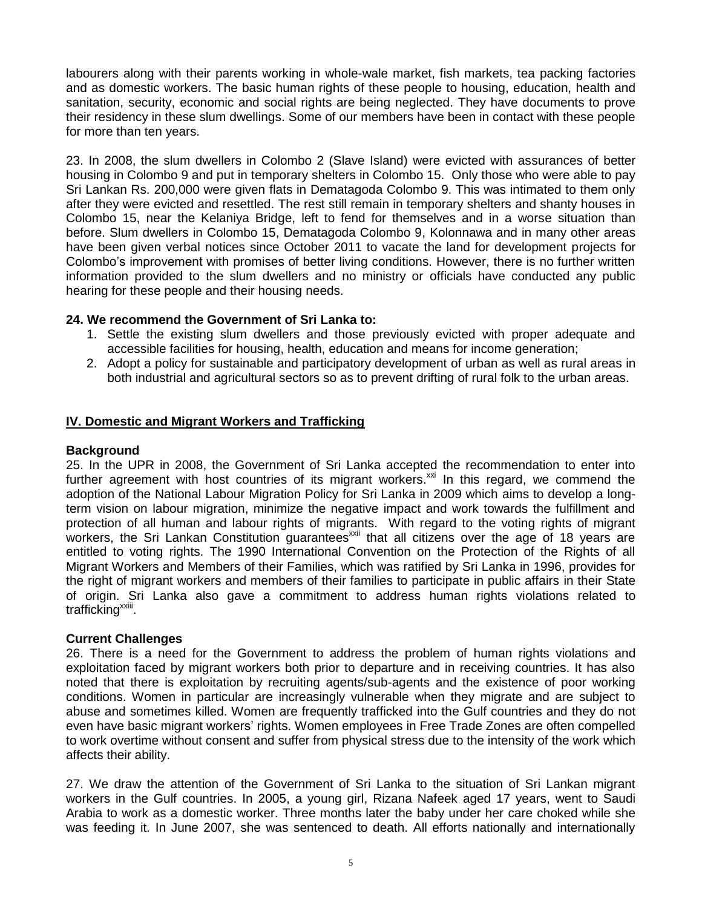labourers along with their parents working in whole-wale market, fish markets, tea packing factories and as domestic workers. The basic human rights of these people to housing, education, health and sanitation, security, economic and social rights are being neglected. They have documents to prove their residency in these slum dwellings. Some of our members have been in contact with these people for more than ten years.

23. In 2008, the slum dwellers in Colombo 2 (Slave Island) were evicted with assurances of better housing in Colombo 9 and put in temporary shelters in Colombo 15. Only those who were able to pay Sri Lankan Rs. 200,000 were given flats in Dematagoda Colombo 9. This was intimated to them only after they were evicted and resettled. The rest still remain in temporary shelters and shanty houses in Colombo 15, near the Kelaniya Bridge, left to fend for themselves and in a worse situation than before. Slum dwellers in Colombo 15, Dematagoda Colombo 9, Kolonnawa and in many other areas have been given verbal notices since October 2011 to vacate the land for development projects for Colombo's improvement with promises of better living conditions. However, there is no further written information provided to the slum dwellers and no ministry or officials have conducted any public hearing for these people and their housing needs.

**24. We recommend the Government of Sri Lanka to:**

1. Settle the existing slum dwellers and those previously evicted with proper adequate and accessible facilities for housing, health, education and means for income generation;
2. Adopt a policy for sustainable and participatory development of urban as well as rural areas in both industrial and agricultural sectors so as to prevent drifting of rural folk to the urban areas.

## IV. Domestic and Migrant Workers and Trafficking

### Background

25. In the UPR in 2008, the Government of Sri Lanka accepted the recommendation to enter into further agreement with host countries of its migrant workers.[xxi] In this regard, we commend the adoption of the National Labour Migration Policy for Sri Lanka in 2009 which aims to develop a long-term vision on labour migration, minimize the negative impact and work towards the fulfillment and protection of all human and labour rights of migrants. With regard to the voting rights of migrant workers, the Sri Lankan Constitution guarantees[xxii] that all citizens over the age of 18 years are entitled to voting rights. The 1990 International Convention on the Protection of the Rights of all Migrant Workers and Members of their Families, which was ratified by Sri Lanka in 1996, provides for the right of migrant workers and members of their families to participate in public affairs in their State of origin. Sri Lanka also gave a commitment to address human rights violations related to trafficking[xxiii].

### Current Challenges

26. There is a need for the Government to address the problem of human rights violations and exploitation faced by migrant workers both prior to departure and in receiving countries. It has also noted that there is exploitation by recruiting agents/sub-agents and the existence of poor working conditions. Women in particular are increasingly vulnerable when they migrate and are subject to abuse and sometimes killed. Women are frequently trafficked into the Gulf countries and they do not even have basic migrant workers' rights. Women employees in Free Trade Zones are often compelled to work overtime without consent and suffer from physical stress due to the intensity of the work which affects their ability.

27. We draw the attention of the Government of Sri Lanka to the situation of Sri Lankan migrant workers in the Gulf countries. In 2005, a young girl, Rizana Nafeek aged 17 years, went to Saudi Arabia to work as a domestic worker. Three months later the baby under her care choked while she was feeding it. In June 2007, she was sentenced to death. All efforts nationally and internationally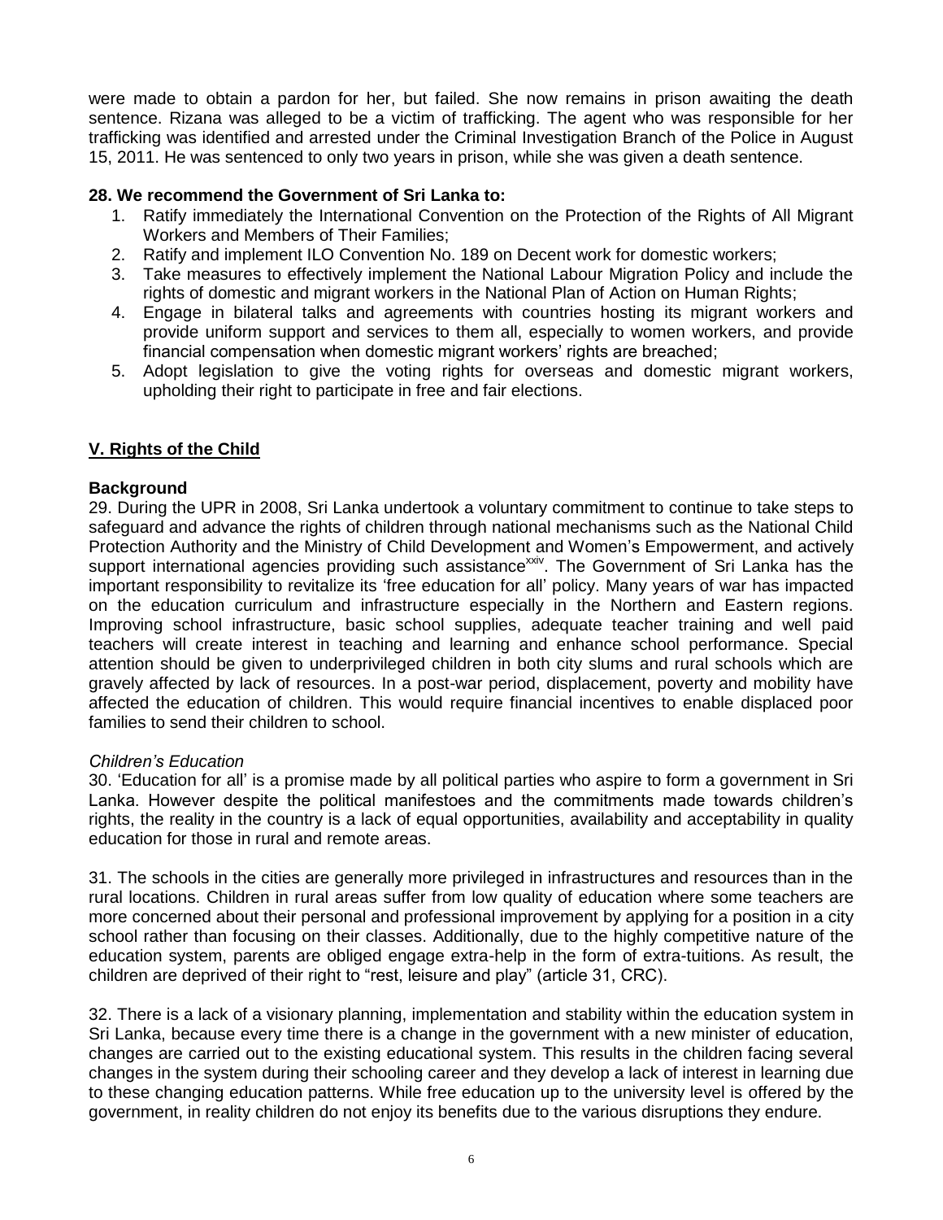were made to obtain a pardon for her, but failed. She now remains in prison awaiting the death sentence. Rizana was alleged to be a victim of trafficking. The agent who was responsible for her trafficking was identified and arrested under the Criminal Investigation Branch of the Police in August 15, 2011. He was sentenced to only two years in prison, while she was given a death sentence.

**28. We recommend the Government of Sri Lanka to:**

1. Ratify immediately the International Convention on the Protection of the Rights of All Migrant Workers and Members of Their Families;
2. Ratify and implement ILO Convention No. 189 on Decent work for domestic workers;
3. Take measures to effectively implement the National Labour Migration Policy and include the rights of domestic and migrant workers in the National Plan of Action on Human Rights;
4. Engage in bilateral talks and agreements with countries hosting its migrant workers and provide uniform support and services to them all, especially to women workers, and provide financial compensation when domestic migrant workers' rights are breached;
5. Adopt legislation to give the voting rights for overseas and domestic migrant workers, upholding their right to participate in free and fair elections.

## V. Rights of the Child

### Background

29. During the UPR in 2008, Sri Lanka undertook a voluntary commitment to continue to take steps to safeguard and advance the rights of children through national mechanisms such as the National Child Protection Authority and the Ministry of Child Development and Women's Empowerment, and actively support international agencies providing such assistance[xxiv]. The Government of Sri Lanka has the important responsibility to revitalize its 'free education for all' policy. Many years of war has impacted on the education curriculum and infrastructure especially in the Northern and Eastern regions. Improving school infrastructure, basic school supplies, adequate teacher training and well paid teachers will create interest in teaching and learning and enhance school performance. Special attention should be given to underprivileged children in both city slums and rural schools which are gravely affected by lack of resources. In a post-war period, displacement, poverty and mobility have affected the education of children. This would require financial incentives to enable displaced poor families to send their children to school.

*Children's Education*

30. 'Education for all' is a promise made by all political parties who aspire to form a government in Sri Lanka. However despite the political manifestoes and the commitments made towards children's rights, the reality in the country is a lack of equal opportunities, availability and acceptability in quality education for those in rural and remote areas.

31. The schools in the cities are generally more privileged in infrastructures and resources than in the rural locations. Children in rural areas suffer from low quality of education where some teachers are more concerned about their personal and professional improvement by applying for a position in a city school rather than focusing on their classes. Additionally, due to the highly competitive nature of the education system, parents are obliged engage extra-help in the form of extra-tuitions. As result, the children are deprived of their right to "rest, leisure and play" (article 31, CRC).

32. There is a lack of a visionary planning, implementation and stability within the education system in Sri Lanka, because every time there is a change in the government with a new minister of education, changes are carried out to the existing educational system. This results in the children facing several changes in the system during their schooling career and they develop a lack of interest in learning due to these changing education patterns. While free education up to the university level is offered by the government, in reality children do not enjoy its benefits due to the various disruptions they endure.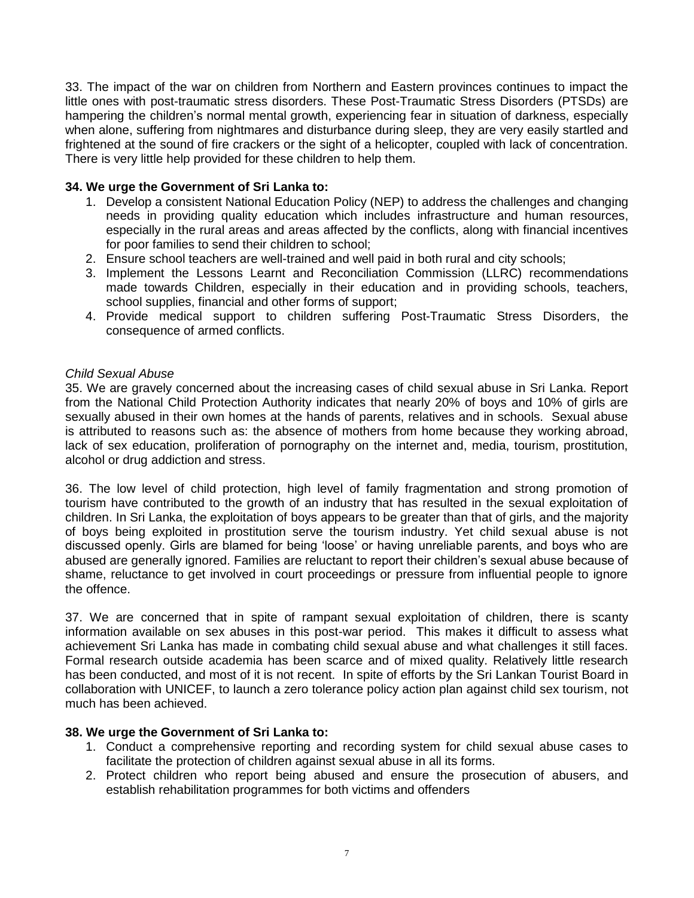33. The impact of the war on children from Northern and Eastern provinces continues to impact the little ones with post-traumatic stress disorders. These Post-Traumatic Stress Disorders (PTSDs) are hampering the children's normal mental growth, experiencing fear in situation of darkness, especially when alone, suffering from nightmares and disturbance during sleep, they are very easily startled and frightened at the sound of fire crackers or the sight of a helicopter, coupled with lack of concentration. There is very little help provided for these children to help them.

**34. We urge the Government of Sri Lanka to:**

1. Develop a consistent National Education Policy (NEP) to address the challenges and changing needs in providing quality education which includes infrastructure and human resources, especially in the rural areas and areas affected by the conflicts, along with financial incentives for poor families to send their children to school;
2. Ensure school teachers are well-trained and well paid in both rural and city schools;
3. Implement the Lessons Learnt and Reconciliation Commission (LLRC) recommendations made towards Children, especially in their education and in providing schools, teachers, school supplies, financial and other forms of support;
4. Provide medical support to children suffering Post-Traumatic Stress Disorders, the consequence of armed conflicts.

*Child Sexual Abuse*

35. We are gravely concerned about the increasing cases of child sexual abuse in Sri Lanka. Report from the National Child Protection Authority indicates that nearly 20% of boys and 10% of girls are sexually abused in their own homes at the hands of parents, relatives and in schools. Sexual abuse is attributed to reasons such as: the absence of mothers from home because they working abroad, lack of sex education, proliferation of pornography on the internet and, media, tourism, prostitution, alcohol or drug addiction and stress.

36. The low level of child protection, high level of family fragmentation and strong promotion of tourism have contributed to the growth of an industry that has resulted in the sexual exploitation of children. In Sri Lanka, the exploitation of boys appears to be greater than that of girls, and the majority of boys being exploited in prostitution serve the tourism industry. Yet child sexual abuse is not discussed openly. Girls are blamed for being 'loose' or having unreliable parents, and boys who are abused are generally ignored. Families are reluctant to report their children's sexual abuse because of shame, reluctance to get involved in court proceedings or pressure from influential people to ignore the offence.

37. We are concerned that in spite of rampant sexual exploitation of children, there is scanty information available on sex abuses in this post-war period. This makes it difficult to assess what achievement Sri Lanka has made in combating child sexual abuse and what challenges it still faces. Formal research outside academia has been scarce and of mixed quality. Relatively little research has been conducted, and most of it is not recent. In spite of efforts by the Sri Lankan Tourist Board in collaboration with UNICEF, to launch a zero tolerance policy action plan against child sex tourism, not much has been achieved.

**38. We urge the Government of Sri Lanka to:**

1. Conduct a comprehensive reporting and recording system for child sexual abuse cases to facilitate the protection of children against sexual abuse in all its forms.
2. Protect children who report being abused and ensure the prosecution of abusers, and establish rehabilitation programmes for both victims and offenders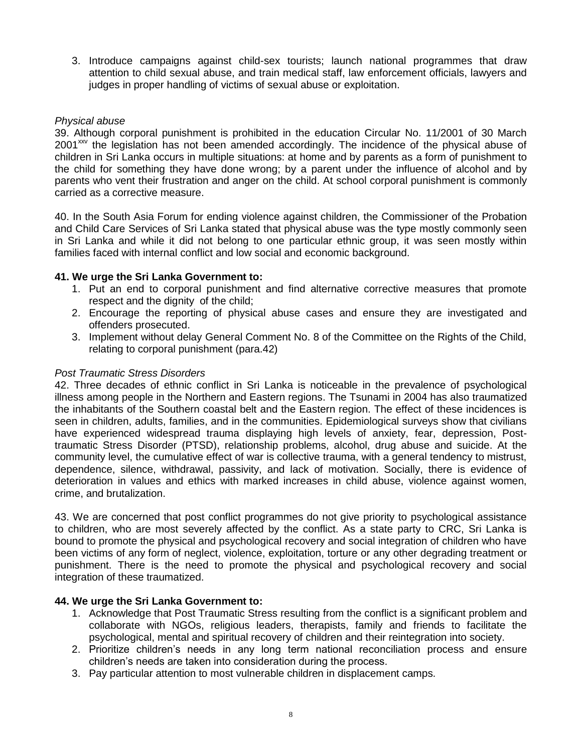3. Introduce campaigns against child-sex tourists; launch national programmes that draw attention to child sexual abuse, and train medical staff, law enforcement officials, lawyers and judges in proper handling of victims of sexual abuse or exploitation.

*Physical abuse*

39. Although corporal punishment is prohibited in the education Circular No. 11/2001 of 30 March 2001[xxv] the legislation has not been amended accordingly. The incidence of the physical abuse of children in Sri Lanka occurs in multiple situations: at home and by parents as a form of punishment to the child for something they have done wrong; by a parent under the influence of alcohol and by parents who vent their frustration and anger on the child. At school corporal punishment is commonly carried as a corrective measure.

40. In the South Asia Forum for ending violence against children, the Commissioner of the Probation and Child Care Services of Sri Lanka stated that physical abuse was the type mostly commonly seen in Sri Lanka and while it did not belong to one particular ethnic group, it was seen mostly within families faced with internal conflict and low social and economic background.

**41. We urge the Sri Lanka Government to:**

1. Put an end to corporal punishment and find alternative corrective measures that promote respect and the dignity of the child;
2. Encourage the reporting of physical abuse cases and ensure they are investigated and offenders prosecuted.
3. Implement without delay General Comment No. 8 of the Committee on the Rights of the Child, relating to corporal punishment (para.42)

*Post Traumatic Stress Disorders*

42. Three decades of ethnic conflict in Sri Lanka is noticeable in the prevalence of psychological illness among people in the Northern and Eastern regions. The Tsunami in 2004 has also traumatized the inhabitants of the Southern coastal belt and the Eastern region. The effect of these incidences is seen in children, adults, families, and in the communities. Epidemiological surveys show that civilians have experienced widespread trauma displaying high levels of anxiety, fear, depression, Post-traumatic Stress Disorder (PTSD), relationship problems, alcohol, drug abuse and suicide. At the community level, the cumulative effect of war is collective trauma, with a general tendency to mistrust, dependence, silence, withdrawal, passivity, and lack of motivation. Socially, there is evidence of deterioration in values and ethics with marked increases in child abuse, violence against women, crime, and brutalization.

43. We are concerned that post conflict programmes do not give priority to psychological assistance to children, who are most severely affected by the conflict. As a state party to CRC, Sri Lanka is bound to promote the physical and psychological recovery and social integration of children who have been victims of any form of neglect, violence, exploitation, torture or any other degrading treatment or punishment. There is the need to promote the physical and psychological recovery and social integration of these traumatized.

**44. We urge the Sri Lanka Government to:**

1. Acknowledge that Post Traumatic Stress resulting from the conflict is a significant problem and collaborate with NGOs, religious leaders, therapists, family and friends to facilitate the psychological, mental and spiritual recovery of children and their reintegration into society.
2. Prioritize children's needs in any long term national reconciliation process and ensure children's needs are taken into consideration during the process.
3. Pay particular attention to most vulnerable children in displacement camps.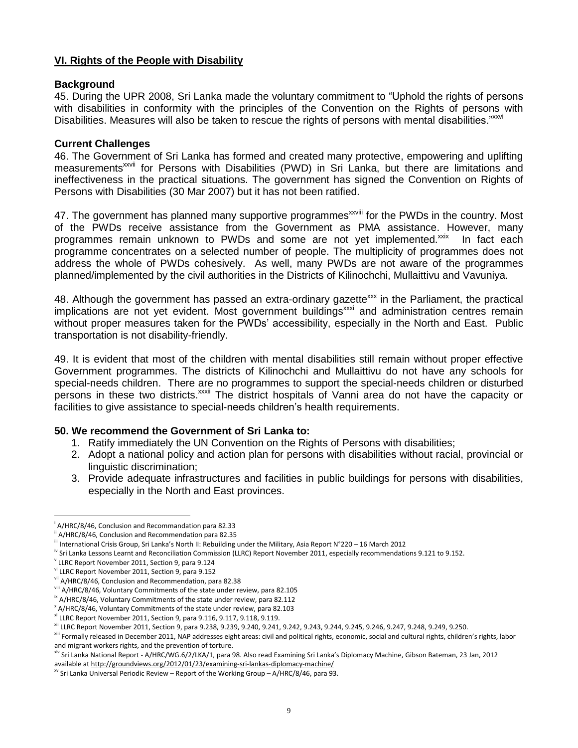## VI. Rights of the People with Disability

### Background

45. During the UPR 2008, Sri Lanka made the voluntary commitment to "Uphold the rights of persons with disabilities in conformity with the principles of the Convention on the Rights of persons with Disabilities. Measures will also be taken to rescue the rights of persons with mental disabilities."[xxvi]

### Current Challenges

46. The Government of Sri Lanka has formed and created many protective, empowering and uplifting measurements[xxvii] for Persons with Disabilities (PWD) in Sri Lanka, but there are limitations and ineffectiveness in the practical situations. The government has signed the Convention on Rights of Persons with Disabilities (30 Mar 2007) but it has not been ratified.

47. The government has planned many supportive programmes[xxviii] for the PWDs in the country. Most of the PWDs receive assistance from the Government as PMA assistance. However, many programmes remain unknown to PWDs and some are not yet implemented.[xxix] In fact each programme concentrates on a selected number of people. The multiplicity of programmes does not address the whole of PWDs cohesively. As well, many PWDs are not aware of the programmes planned/implemented by the civil authorities in the Districts of Kilinochchi, Mullaittivu and Vavuniya.

48. Although the government has passed an extra-ordinary gazette[xxx] in the Parliament, the practical implications are not yet evident. Most government buildings[xxxi] and administration centres remain without proper measures taken for the PWDs' accessibility, especially in the North and East. Public transportation is not disability-friendly.

49. It is evident that most of the children with mental disabilities still remain without proper effective Government programmes. The districts of Kilinochchi and Mullaittivu do not have any schools for special-needs children. There are no programmes to support the special-needs children or disturbed persons in these two districts.[xxxii] The district hospitals of Vanni area do not have the capacity or facilities to give assistance to special-needs children's health requirements.

**50. We recommend the Government of Sri Lanka to:**

1. Ratify immediately the UN Convention on the Rights of Persons with disabilities;
2. Adopt a national policy and action plan for persons with disabilities without racial, provincial or linguistic discrimination;
3. Provide adequate infrastructures and facilities in public buildings for persons with disabilities, especially in the North and East provinces.

---

[i] A/HRC/8/46, Conclusion and Recommandation para 82.33
[ii] A/HRC/8/46, Conclusion and Recommendation para 82.35
[iii] International Crisis Group, Sri Lanka's North II: Rebuilding under the Military, Asia Report N°220 – 16 March 2012
[iv] Sri Lanka Lessons Learnt and Reconciliation Commission (LLRC) Report November 2011, especially recommendations 9.121 to 9.152.
[v] LLRC Report November 2011, Section 9, para 9.124
[vi] LLRC Report November 2011, Section 9, para 9.152
[vii] A/HRC/8/46, Conclusion and Recommendation, para 82.38
[viii] A/HRC/8/46, Voluntary Commitments of the state under review, para 82.105
[ix] A/HRC/8/46, Voluntary Commitments of the state under review, para 82.112
[x] A/HRC/8/46, Voluntary Commitments of the state under review, para 82.103
[xi] LLRC Report November 2011, Section 9, para 9.116, 9.117, 9.118, 9.119.
[xii] LLRC Report November 2011, Section 9, para 9.238, 9.239, 9.240, 9.241, 9.242, 9.243, 9.244, 9.245, 9.246, 9.247, 9.248, 9.249, 9.250.
[xiii] Formally released in December 2011, NAP addresses eight areas: civil and political rights, economic, social and cultural rights, children's rights, labor and migrant workers rights, and the prevention of torture.
[xiv] Sri Lanka National Report - A/HRC/WG.6/2/LKA/1, para 98. Also read Examining Sri Lanka's Diplomacy Machine, Gibson Bateman, 23 Jan, 2012 available at http://groundviews.org/2012/01/23/examining-sri-lankas-diplomacy-machine/
[xv] Sri Lanka Universal Periodic Review – Report of the Working Group – A/HRC/8/46, para 93.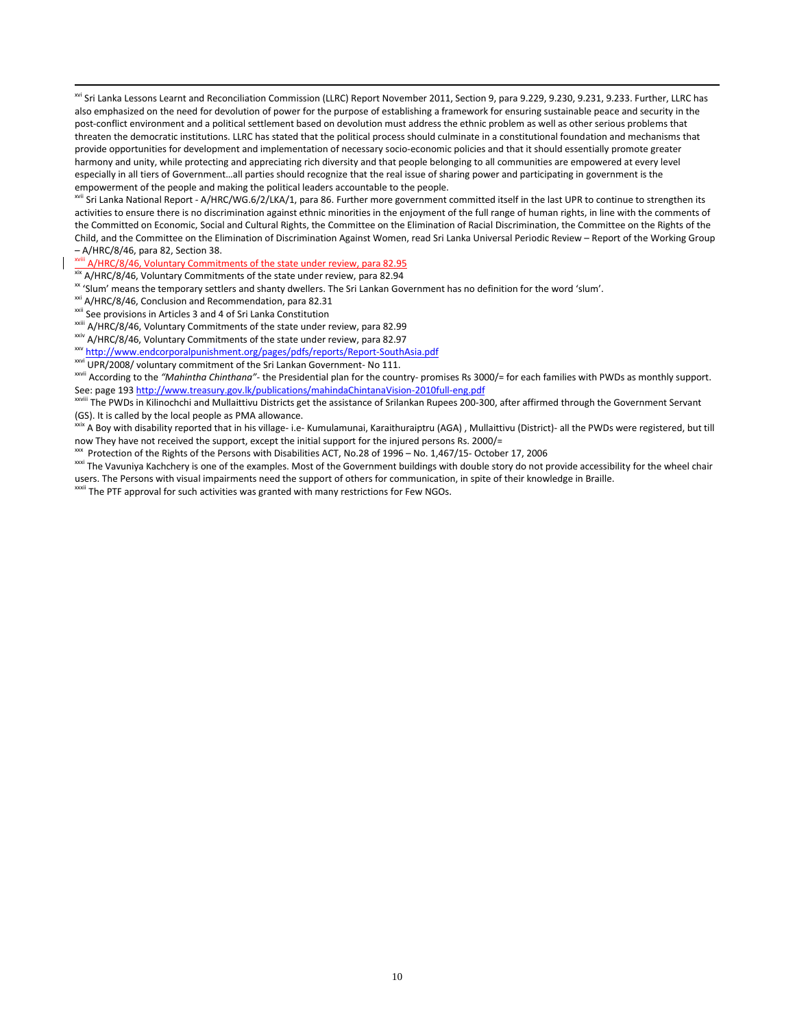[xvi] Sri Lanka Lessons Learnt and Reconciliation Commission (LLRC) Report November 2011, Section 9, para 9.229, 9.230, 9.231, 9.233. Further, LLRC has also emphasized on the need for devolution of power for the purpose of establishing a framework for ensuring sustainable peace and security in the post-conflict environment and a political settlement based on devolution must address the ethnic problem as well as other serious problems that threaten the democratic institutions. LLRC has stated that the political process should culminate in a constitutional foundation and mechanisms that provide opportunities for development and implementation of necessary socio-economic policies and that it should essentially promote greater harmony and unity, while protecting and appreciating rich diversity and that people belonging to all communities are empowered at every level especially in all tiers of Government…all parties should recognize that the real issue of sharing power and participating in government is the empowerment of the people and making the political leaders accountable to the people.

[xvii] Sri Lanka National Report - A/HRC/WG.6/2/LKA/1, para 86. Further more government committed itself in the last UPR to continue to strengthen its activities to ensure there is no discrimination against ethnic minorities in the enjoyment of the full range of human rights, in line with the comments of the Committed on Economic, Social and Cultural Rights, the Committee on the Elimination of Racial Discrimination, the Committee on the Rights of the Child, and the Committee on the Elimination of Discrimination Against Women, read Sri Lanka Universal Periodic Review – Report of the Working Group – A/HRC/8/46, para 82, Section 38.

[xviii] A/HRC/8/46, Voluntary Commitments of the state under review, para 82.95

[xix] A/HRC/8/46, Voluntary Commitments of the state under review, para 82.94

[xx] 'Slum' means the temporary settlers and shanty dwellers. The Sri Lankan Government has no definition for the word 'slum'.

[xxi] A/HRC/8/46, Conclusion and Recommendation, para 82.31

[xxii] See provisions in Articles 3 and 4 of Sri Lanka Constitution

[xxiii] A/HRC/8/46, Voluntary Commitments of the state under review, para 82.99

[xxiv] A/HRC/8/46, Voluntary Commitments of the state under review, para 82.97

[xxv] http://www.endcorporalpunishment.org/pages/pdfs/reports/Report-SouthAsia.pdf

[xxvi] UPR/2008/ voluntary commitment of the Sri Lankan Government- No 111.

[xxvii] According to the *"Mahintha Chinthana"*- the Presidential plan for the country- promises Rs 3000/= for each families with PWDs as monthly support. See: page 193 http://www.treasury.gov.lk/publications/mahindaChintanaVision-2010full-eng.pdf

[xxviii] The PWDs in Kilinochchi and Mullaittivu Districts get the assistance of Srilankan Rupees 200-300, after affirmed through the Government Servant (GS). It is called by the local people as PMA allowance.

[xxix] A Boy with disability reported that in his village- i.e- Kumulamunai, Karaithuraiptru (AGA) , Mullaittivu (District)- all the PWDs were registered, but till now They have not received the support, except the initial support for the injured persons Rs. 2000/=

[xxx] Protection of the Rights of the Persons with Disabilities ACT, No.28 of 1996 – No. 1,467/15- October 17, 2006

[xxxi] The Vavuniya Kachchery is one of the examples. Most of the Government buildings with double story do not provide accessibility for the wheel chair users. The Persons with visual impairments need the support of others for communication, in spite of their knowledge in Braille.

[xxxii] The PTF approval for such activities was granted with many restrictions for Few NGOs.